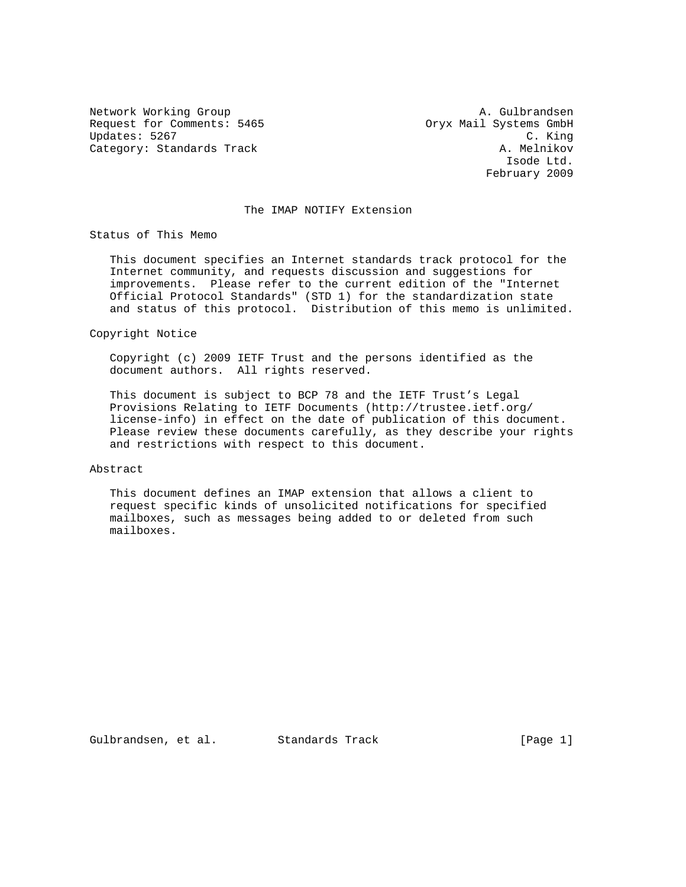Network Working Group                                      A. Gulbrandsen
Request for Comments: 5465                           Oryx Mail Systems GmbH
Updates: 5267                                                      C. King
Category: Standards Track                                      A. Melnikov
                                                                Isode Ltd.
                                                             February 2009

# The IMAP NOTIFY Extension

## Status of This Memo

This document specifies an Internet standards track protocol for the Internet community, and requests discussion and suggestions for improvements. Please refer to the current edition of the "Internet Official Protocol Standards" (STD 1) for the standardization state and status of this protocol. Distribution of this memo is unlimited.

## Copyright Notice

Copyright (c) 2009 IETF Trust and the persons identified as the document authors. All rights reserved.

This document is subject to BCP 78 and the IETF Trust's Legal Provisions Relating to IETF Documents (http://trustee.ietf.org/license-info) in effect on the date of publication of this document. Please review these documents carefully, as they describe your rights and restrictions with respect to this document.

## Abstract

This document defines an IMAP extension that allows a client to request specific kinds of unsolicited notifications for specified mailboxes, such as messages being added to or deleted from such mailboxes.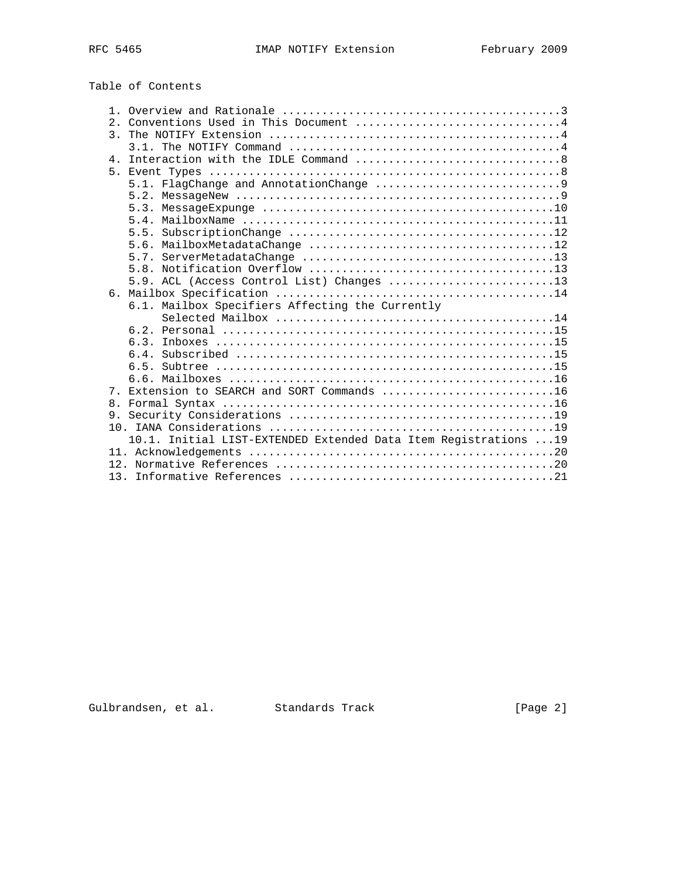Table of Contents

```
   1. Overview and Rationale ..........................................3
   2. Conventions Used in This Document ...............................4
   3. The NOTIFY Extension ............................................4
      3.1. The NOTIFY Command .........................................4
   4. Interaction with the IDLE Command ...............................8
   5. Event Types .....................................................8
      5.1. FlagChange and AnnotationChange ............................9
      5.2. MessageNew .................................................9
      5.3. MessageExpunge ............................................10
      5.4. MailboxName ...............................................11
      5.5. SubscriptionChange ........................................12
      5.6. MailboxMetadataChange .....................................12
      5.7. ServerMetadataChange ......................................13
      5.8. Notification Overflow .....................................13
      5.9. ACL (Access Control List) Changes .........................13
   6. Mailbox Specification ..........................................14
      6.1. Mailbox Specifiers Affecting the Currently
           Selected Mailbox ..........................................14
      6.2. Personal ..................................................15
      6.3. Inboxes ...................................................15
      6.4. Subscribed ................................................15
      6.5. Subtree ...................................................15
      6.6. Mailboxes .................................................16
   7. Extension to SEARCH and SORT Commands ..........................16
   8. Formal Syntax ..................................................16
   9. Security Considerations ........................................19
   10. IANA Considerations ...........................................19
      10.1. Initial LIST-EXTENDED Extended Data Item Registrations ...19
   11. Acknowledgements ..............................................20
   12. Normative References ..........................................20
   13. Informative References ........................................21
```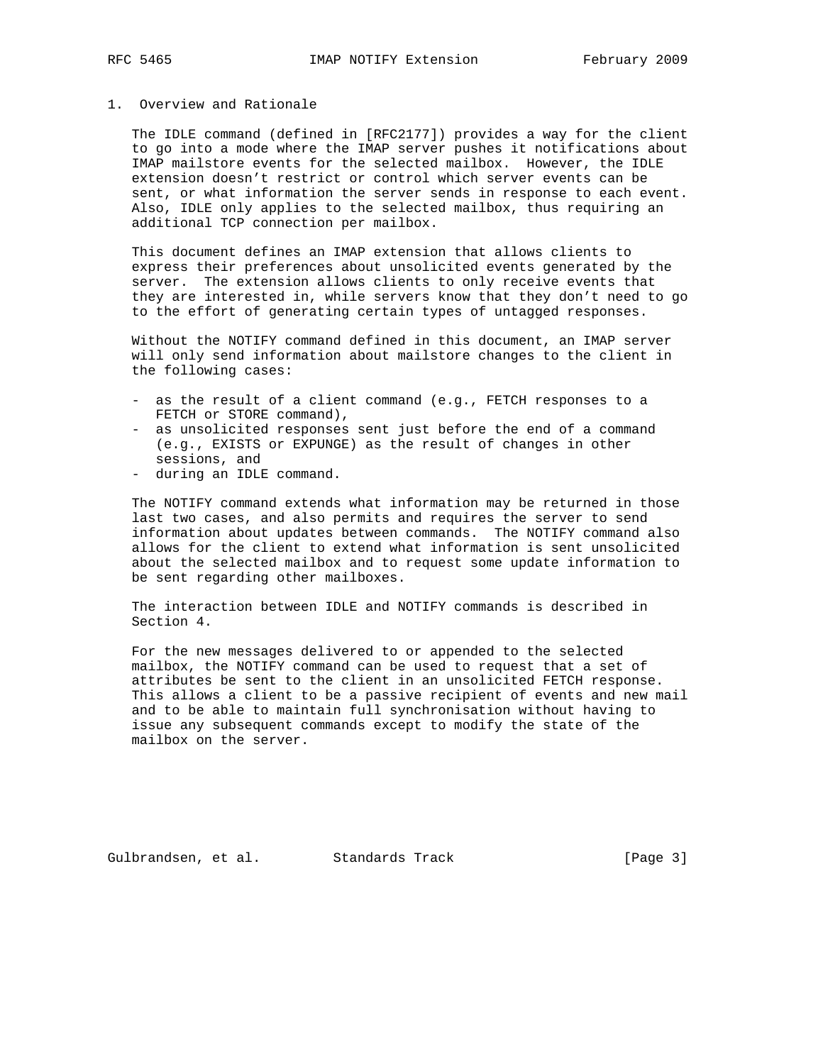## 1. Overview and Rationale

The IDLE command (defined in [RFC2177]) provides a way for the client to go into a mode where the IMAP server pushes it notifications about IMAP mailstore events for the selected mailbox. However, the IDLE extension doesn't restrict or control which server events can be sent, or what information the server sends in response to each event. Also, IDLE only applies to the selected mailbox, thus requiring an additional TCP connection per mailbox.

This document defines an IMAP extension that allows clients to express their preferences about unsolicited events generated by the server. The extension allows clients to only receive events that they are interested in, while servers know that they don't need to go to the effort of generating certain types of untagged responses.

Without the NOTIFY command defined in this document, an IMAP server will only send information about mailstore changes to the client in the following cases:

- as the result of a client command (e.g., FETCH responses to a FETCH or STORE command),
- as unsolicited responses sent just before the end of a command (e.g., EXISTS or EXPUNGE) as the result of changes in other sessions, and
- during an IDLE command.

The NOTIFY command extends what information may be returned in those last two cases, and also permits and requires the server to send information about updates between commands. The NOTIFY command also allows for the client to extend what information is sent unsolicited about the selected mailbox and to request some update information to be sent regarding other mailboxes.

The interaction between IDLE and NOTIFY commands is described in Section 4.

For the new messages delivered to or appended to the selected mailbox, the NOTIFY command can be used to request that a set of attributes be sent to the client in an unsolicited FETCH response. This allows a client to be a passive recipient of events and new mail and to be able to maintain full synchronisation without having to issue any subsequent commands except to modify the state of the mailbox on the server.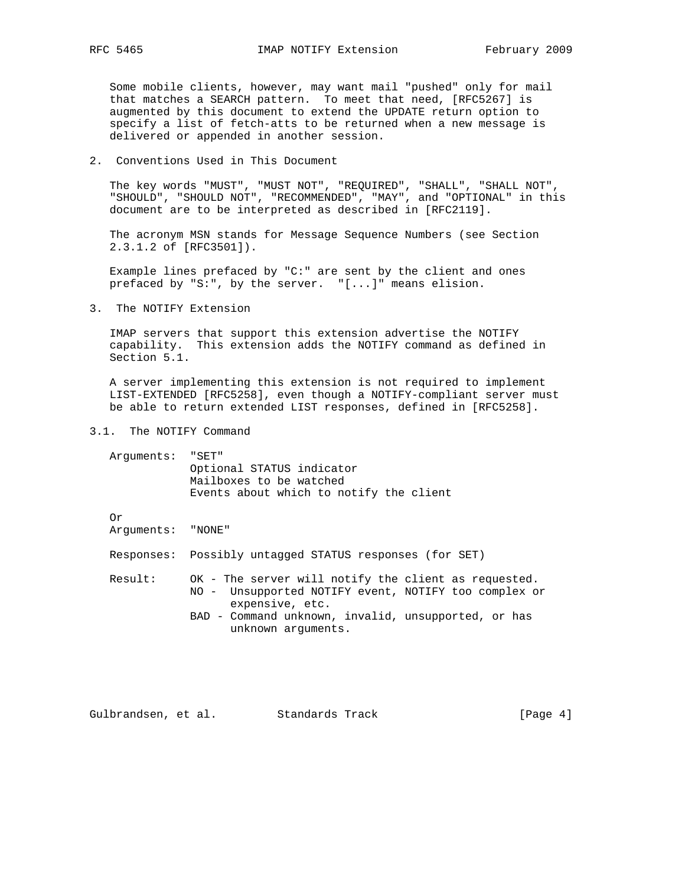Some mobile clients, however, may want mail "pushed" only for mail that matches a SEARCH pattern. To meet that need, [RFC5267] is augmented by this document to extend the UPDATE return option to specify a list of fetch-atts to be returned when a new message is delivered or appended in another session.

## 2. Conventions Used in This Document

The key words "MUST", "MUST NOT", "REQUIRED", "SHALL", "SHALL NOT", "SHOULD", "SHOULD NOT", "RECOMMENDED", "MAY", and "OPTIONAL" in this document are to be interpreted as described in [RFC2119].

The acronym MSN stands for Message Sequence Numbers (see Section 2.3.1.2 of [RFC3501]).

Example lines prefaced by "C:" are sent by the client and ones prefaced by "S:", by the server. "[...]" means elision.

## 3. The NOTIFY Extension

IMAP servers that support this extension advertise the NOTIFY capability. This extension adds the NOTIFY command as defined in Section 5.1.

A server implementing this extension is not required to implement LIST-EXTENDED [RFC5258], even though a NOTIFY-compliant server must be able to return extended LIST responses, defined in [RFC5258].

### 3.1. The NOTIFY Command

```
Arguments:  "SET"
            Optional STATUS indicator
            Mailboxes to be watched
            Events about which to notify the client

Or
Arguments:  "NONE"

Responses:  Possibly untagged STATUS responses (for SET)

Result:     OK - The server will notify the client as requested.
            NO -  Unsupported NOTIFY event, NOTIFY too complex or
                  expensive, etc.
            BAD - Command unknown, invalid, unsupported, or has
                  unknown arguments.
```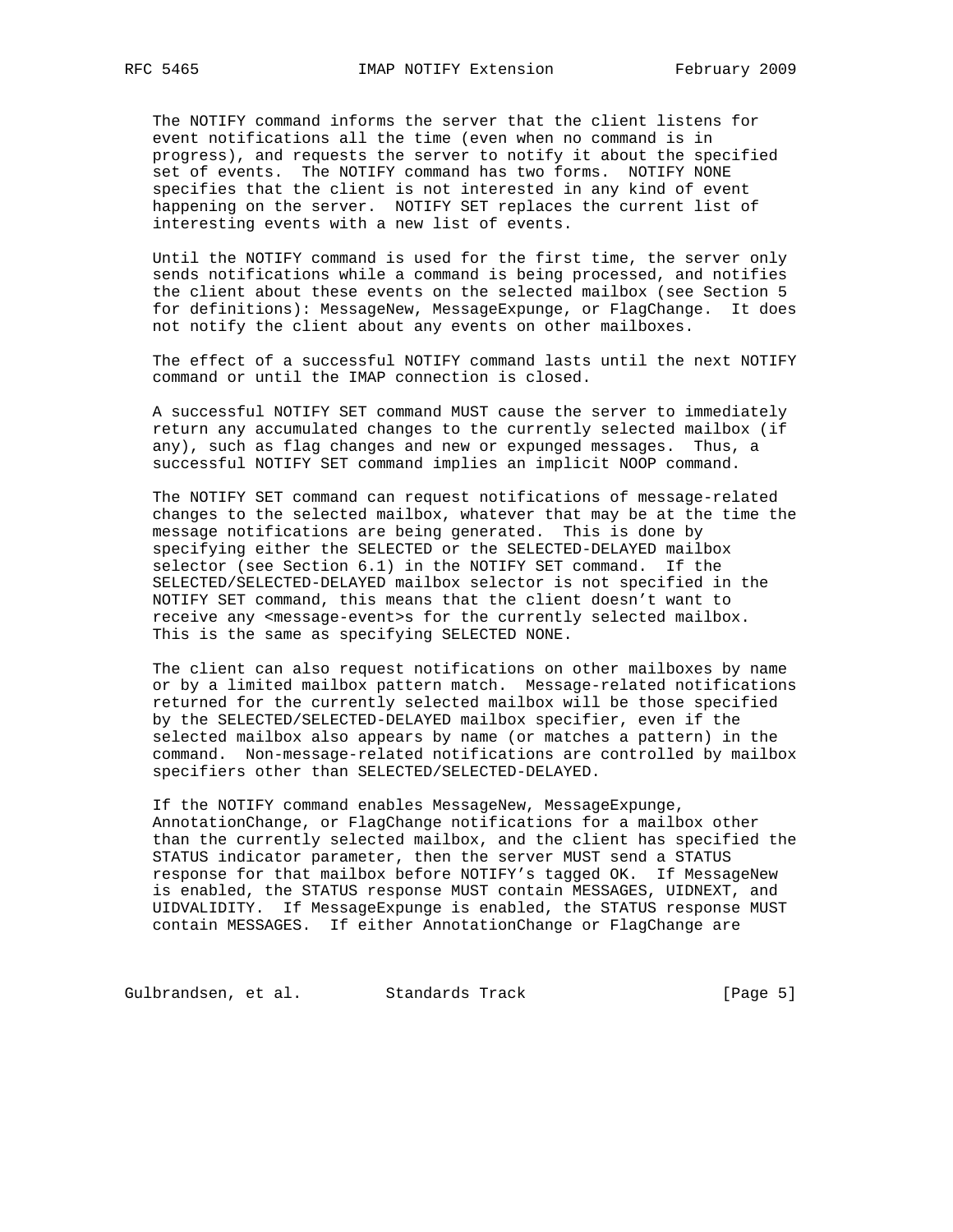The NOTIFY command informs the server that the client listens for event notifications all the time (even when no command is in progress), and requests the server to notify it about the specified set of events. The NOTIFY command has two forms. NOTIFY NONE specifies that the client is not interested in any kind of event happening on the server. NOTIFY SET replaces the current list of interesting events with a new list of events.

Until the NOTIFY command is used for the first time, the server only sends notifications while a command is being processed, and notifies the client about these events on the selected mailbox (see Section 5 for definitions): MessageNew, MessageExpunge, or FlagChange. It does not notify the client about any events on other mailboxes.

The effect of a successful NOTIFY command lasts until the next NOTIFY command or until the IMAP connection is closed.

A successful NOTIFY SET command MUST cause the server to immediately return any accumulated changes to the currently selected mailbox (if any), such as flag changes and new or expunged messages. Thus, a successful NOTIFY SET command implies an implicit NOOP command.

The NOTIFY SET command can request notifications of message-related changes to the selected mailbox, whatever that may be at the time the message notifications are being generated. This is done by specifying either the SELECTED or the SELECTED-DELAYED mailbox selector (see Section 6.1) in the NOTIFY SET command. If the SELECTED/SELECTED-DELAYED mailbox selector is not specified in the NOTIFY SET command, this means that the client doesn't want to receive any <message-event>s for the currently selected mailbox. This is the same as specifying SELECTED NONE.

The client can also request notifications on other mailboxes by name or by a limited mailbox pattern match. Message-related notifications returned for the currently selected mailbox will be those specified by the SELECTED/SELECTED-DELAYED mailbox specifier, even if the selected mailbox also appears by name (or matches a pattern) in the command. Non-message-related notifications are controlled by mailbox specifiers other than SELECTED/SELECTED-DELAYED.

If the NOTIFY command enables MessageNew, MessageExpunge, AnnotationChange, or FlagChange notifications for a mailbox other than the currently selected mailbox, and the client has specified the STATUS indicator parameter, then the server MUST send a STATUS response for that mailbox before NOTIFY's tagged OK. If MessageNew is enabled, the STATUS response MUST contain MESSAGES, UIDNEXT, and UIDVALIDITY. If MessageExpunge is enabled, the STATUS response MUST contain MESSAGES. If either AnnotationChange or FlagChange are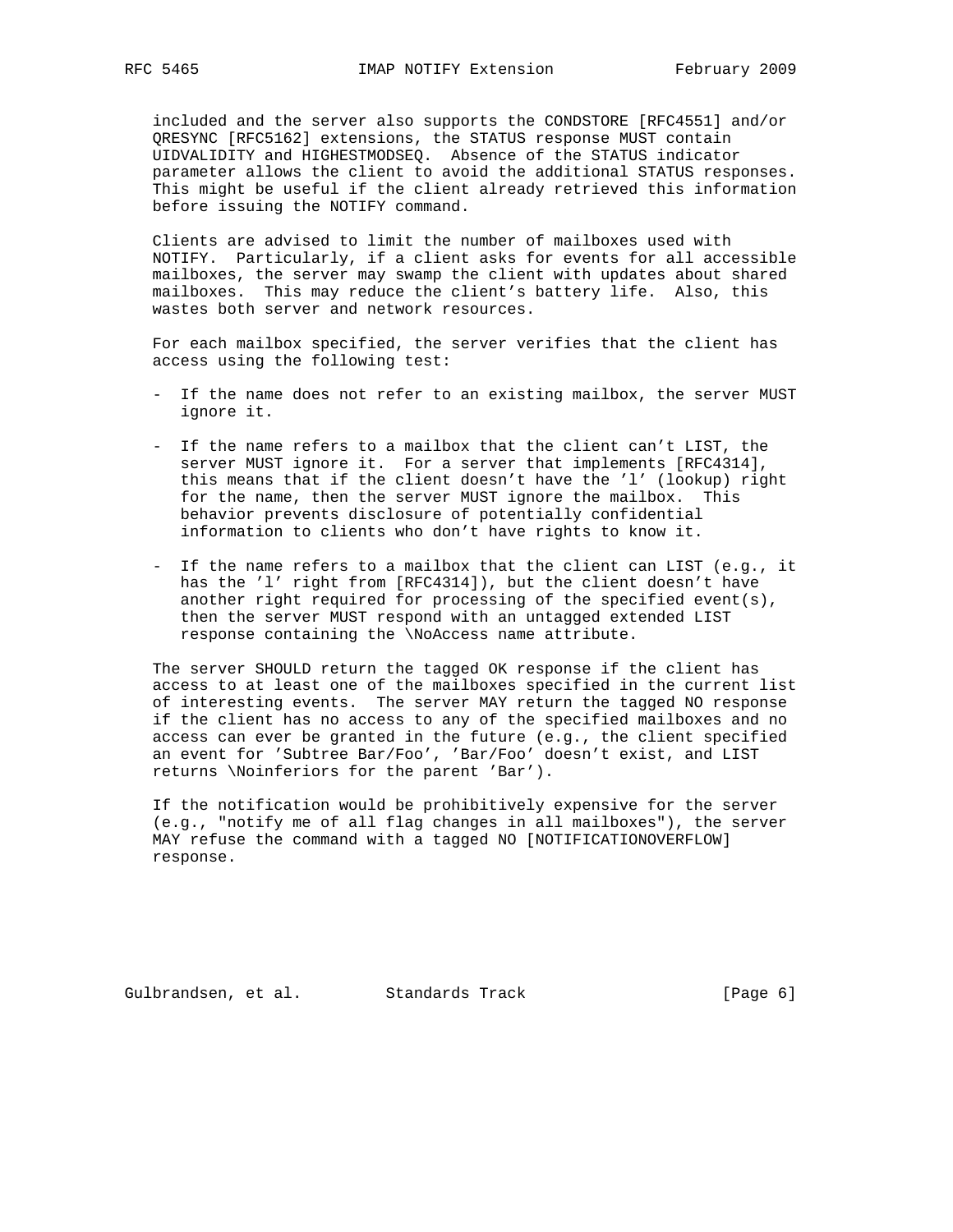included and the server also supports the CONDSTORE [RFC4551] and/or QRESYNC [RFC5162] extensions, the STATUS response MUST contain UIDVALIDITY and HIGHESTMODSEQ. Absence of the STATUS indicator parameter allows the client to avoid the additional STATUS responses. This might be useful if the client already retrieved this information before issuing the NOTIFY command.

Clients are advised to limit the number of mailboxes used with NOTIFY. Particularly, if a client asks for events for all accessible mailboxes, the server may swamp the client with updates about shared mailboxes. This may reduce the client's battery life. Also, this wastes both server and network resources.

For each mailbox specified, the server verifies that the client has access using the following test:

- If the name does not refer to an existing mailbox, the server MUST ignore it.

- If the name refers to a mailbox that the client can't LIST, the server MUST ignore it. For a server that implements [RFC4314], this means that if the client doesn't have the 'l' (lookup) right for the name, then the server MUST ignore the mailbox. This behavior prevents disclosure of potentially confidential information to clients who don't have rights to know it.

- If the name refers to a mailbox that the client can LIST (e.g., it has the 'l' right from [RFC4314]), but the client doesn't have another right required for processing of the specified event(s), then the server MUST respond with an untagged extended LIST response containing the \NoAccess name attribute.

The server SHOULD return the tagged OK response if the client has access to at least one of the mailboxes specified in the current list of interesting events. The server MAY return the tagged NO response if the client has no access to any of the specified mailboxes and no access can ever be granted in the future (e.g., the client specified an event for 'Subtree Bar/Foo', 'Bar/Foo' doesn't exist, and LIST returns \Noinferiors for the parent 'Bar').

If the notification would be prohibitively expensive for the server (e.g., "notify me of all flag changes in all mailboxes"), the server MAY refuse the command with a tagged NO [NOTIFICATIONOVERFLOW] response.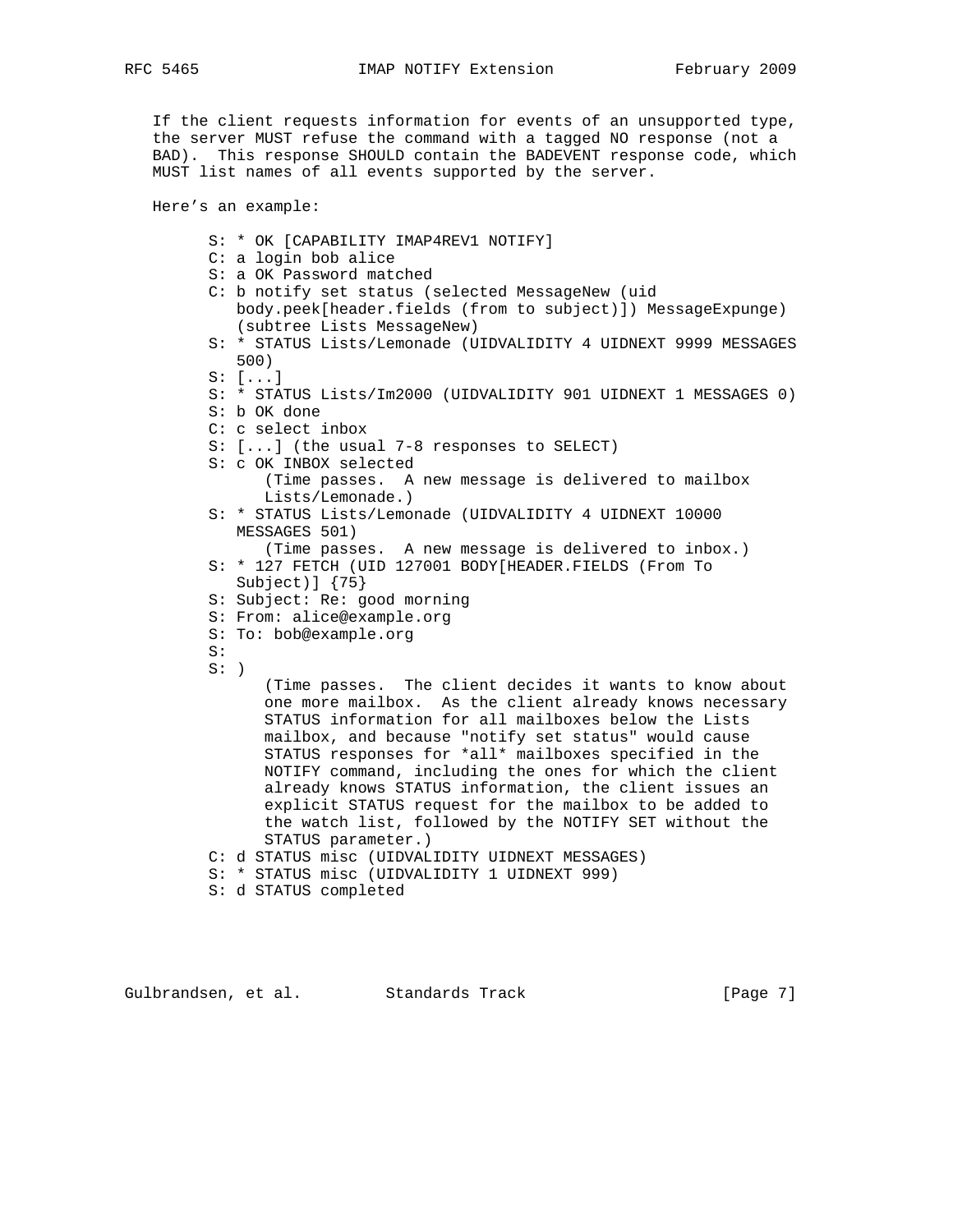If the client requests information for events of an unsupported type, the server MUST refuse the command with a tagged NO response (not a BAD). This response SHOULD contain the BADEVENT response code, which MUST list names of all events supported by the server.

Here's an example:

```
S: * OK [CAPABILITY IMAP4REV1 NOTIFY]
C: a login bob alice
S: a OK Password matched
C: b notify set status (selected MessageNew (uid
   body.peek[header.fields (from to subject)]) MessageExpunge)
   (subtree Lists MessageNew)
S: * STATUS Lists/Lemonade (UIDVALIDITY 4 UIDNEXT 9999 MESSAGES
   500)
S: [...]
S: * STATUS Lists/Im2000 (UIDVALIDITY 901 UIDNEXT 1 MESSAGES 0)
S: b OK done
C: c select inbox
S: [...] (the usual 7-8 responses to SELECT)
S: c OK INBOX selected
       (Time passes.  A new message is delivered to mailbox
       Lists/Lemonade.)
S: * STATUS Lists/Lemonade (UIDVALIDITY 4 UIDNEXT 10000
   MESSAGES 501)
       (Time passes.  A new message is delivered to inbox.)
S: * 127 FETCH (UID 127001 BODY[HEADER.FIELDS (From To
   Subject)] {75}
S: Subject: Re: good morning
S: From: alice@example.org
S: To: bob@example.org
S:
S: )
       (Time passes.  The client decides it wants to know about
       one more mailbox.  As the client already knows necessary
       STATUS information for all mailboxes below the Lists
       mailbox, and because "notify set status" would cause
       STATUS responses for *all* mailboxes specified in the
       NOTIFY command, including the ones for which the client
       already knows STATUS information, the client issues an
       explicit STATUS request for the mailbox to be added to
       the watch list, followed by the NOTIFY SET without the
       STATUS parameter.)
C: d STATUS misc (UIDVALIDITY UIDNEXT MESSAGES)
S: * STATUS misc (UIDVALIDITY 1 UIDNEXT 999)
S: d STATUS completed
```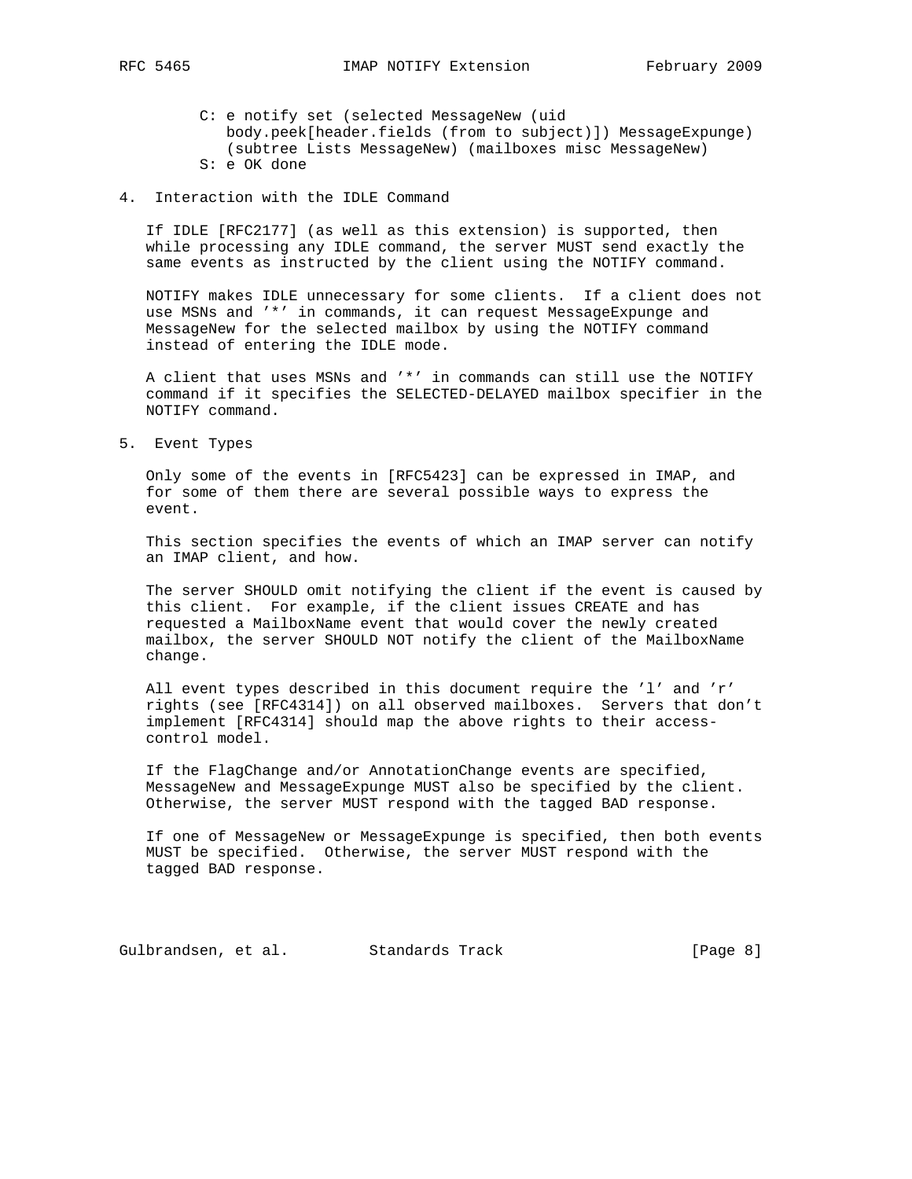```
C: e notify set (selected MessageNew (uid
   body.peek[header.fields (from to subject)]) MessageExpunge)
   (subtree Lists MessageNew) (mailboxes misc MessageNew)
S: e OK done
```

## 4. Interaction with the IDLE Command

If IDLE [RFC2177] (as well as this extension) is supported, then while processing any IDLE command, the server MUST send exactly the same events as instructed by the client using the NOTIFY command.

NOTIFY makes IDLE unnecessary for some clients. If a client does not use MSNs and '*' in commands, it can request MessageExpunge and MessageNew for the selected mailbox by using the NOTIFY command instead of entering the IDLE mode.

A client that uses MSNs and '*' in commands can still use the NOTIFY command if it specifies the SELECTED-DELAYED mailbox specifier in the NOTIFY command.

## 5. Event Types

Only some of the events in [RFC5423] can be expressed in IMAP, and for some of them there are several possible ways to express the event.

This section specifies the events of which an IMAP server can notify an IMAP client, and how.

The server SHOULD omit notifying the client if the event is caused by this client. For example, if the client issues CREATE and has requested a MailboxName event that would cover the newly created mailbox, the server SHOULD NOT notify the client of the MailboxName change.

All event types described in this document require the 'l' and 'r' rights (see [RFC4314]) on all observed mailboxes. Servers that don't implement [RFC4314] should map the above rights to their access-control model.

If the FlagChange and/or AnnotationChange events are specified, MessageNew and MessageExpunge MUST also be specified by the client. Otherwise, the server MUST respond with the tagged BAD response.

If one of MessageNew or MessageExpunge is specified, then both events MUST be specified. Otherwise, the server MUST respond with the tagged BAD response.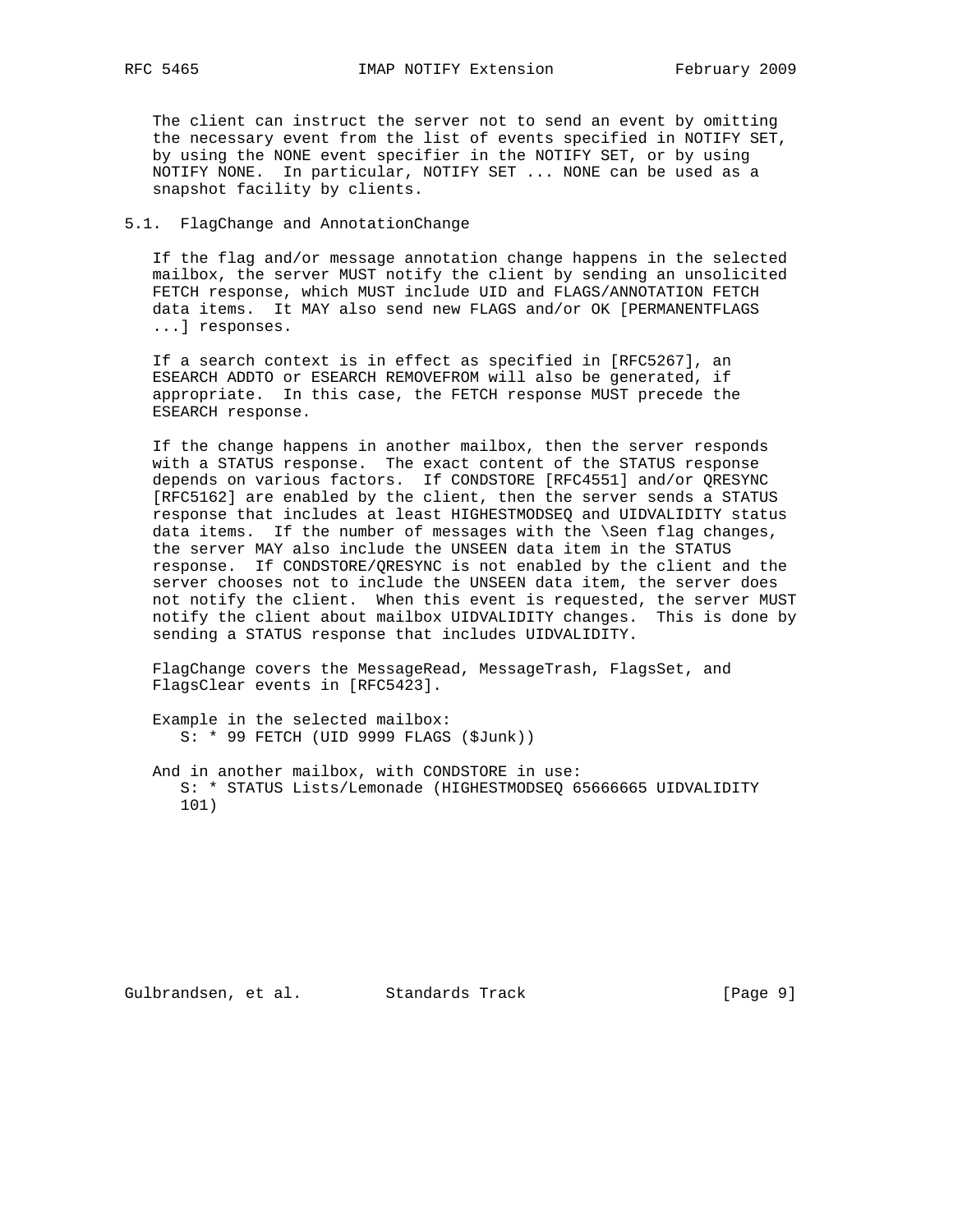The client can instruct the server not to send an event by omitting the necessary event from the list of events specified in NOTIFY SET, by using the NONE event specifier in the NOTIFY SET, or by using NOTIFY NONE. In particular, NOTIFY SET ... NONE can be used as a snapshot facility by clients.

## 5.1. FlagChange and AnnotationChange

If the flag and/or message annotation change happens in the selected mailbox, the server MUST notify the client by sending an unsolicited FETCH response, which MUST include UID and FLAGS/ANNOTATION FETCH data items. It MAY also send new FLAGS and/or OK [PERMANENTFLAGS ...] responses.

If a search context is in effect as specified in [RFC5267], an ESEARCH ADDTO or ESEARCH REMOVEFROM will also be generated, if appropriate. In this case, the FETCH response MUST precede the ESEARCH response.

If the change happens in another mailbox, then the server responds with a STATUS response. The exact content of the STATUS response depends on various factors. If CONDSTORE [RFC4551] and/or QRESYNC [RFC5162] are enabled by the client, then the server sends a STATUS response that includes at least HIGHESTMODSEQ and UIDVALIDITY status data items. If the number of messages with the \Seen flag changes, the server MAY also include the UNSEEN data item in the STATUS response. If CONDSTORE/QRESYNC is not enabled by the client and the server chooses not to include the UNSEEN data item, the server does not notify the client. When this event is requested, the server MUST notify the client about mailbox UIDVALIDITY changes. This is done by sending a STATUS response that includes UIDVALIDITY.

FlagChange covers the MessageRead, MessageTrash, FlagsSet, and FlagsClear events in [RFC5423].

Example in the selected mailbox:

```
S: * 99 FETCH (UID 9999 FLAGS ($Junk))
```

And in another mailbox, with CONDSTORE in use:

```
S: * STATUS Lists/Lemonade (HIGHESTMODSEQ 65666665 UIDVALIDITY
101)
```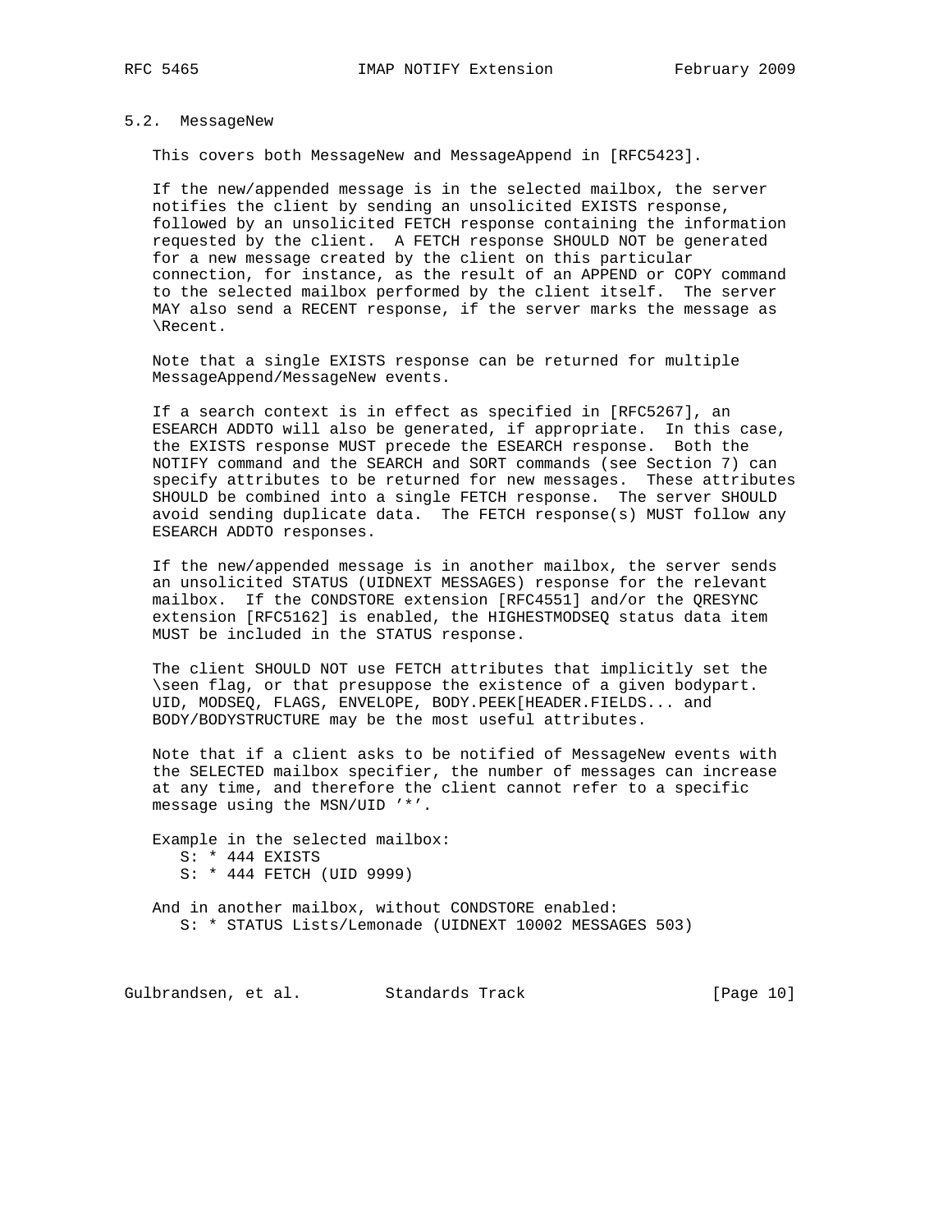### 5.2. MessageNew

This covers both MessageNew and MessageAppend in [RFC5423].

If the new/appended message is in the selected mailbox, the server notifies the client by sending an unsolicited EXISTS response, followed by an unsolicited FETCH response containing the information requested by the client. A FETCH response SHOULD NOT be generated for a new message created by the client on this particular connection, for instance, as the result of an APPEND or COPY command to the selected mailbox performed by the client itself. The server MAY also send a RECENT response, if the server marks the message as \Recent.

Note that a single EXISTS response can be returned for multiple MessageAppend/MessageNew events.

If a search context is in effect as specified in [RFC5267], an ESEARCH ADDTO will also be generated, if appropriate. In this case, the EXISTS response MUST precede the ESEARCH response. Both the NOTIFY command and the SEARCH and SORT commands (see Section 7) can specify attributes to be returned for new messages. These attributes SHOULD be combined into a single FETCH response. The server SHOULD avoid sending duplicate data. The FETCH response(s) MUST follow any ESEARCH ADDTO responses.

If the new/appended message is in another mailbox, the server sends an unsolicited STATUS (UIDNEXT MESSAGES) response for the relevant mailbox. If the CONDSTORE extension [RFC4551] and/or the QRESYNC extension [RFC5162] is enabled, the HIGHESTMODSEQ status data item MUST be included in the STATUS response.

The client SHOULD NOT use FETCH attributes that implicitly set the \seen flag, or that presuppose the existence of a given bodypart. UID, MODSEQ, FLAGS, ENVELOPE, BODY.PEEK[HEADER.FIELDS... and BODY/BODYSTRUCTURE may be the most useful attributes.

Note that if a client asks to be notified of MessageNew events with the SELECTED mailbox specifier, the number of messages can increase at any time, and therefore the client cannot refer to a specific message using the MSN/UID '*'.

Example in the selected mailbox:

```
S: * 444 EXISTS
S: * 444 FETCH (UID 9999)
```

And in another mailbox, without CONDSTORE enabled:

```
S: * STATUS Lists/Lemonade (UIDNEXT 10002 MESSAGES 503)
```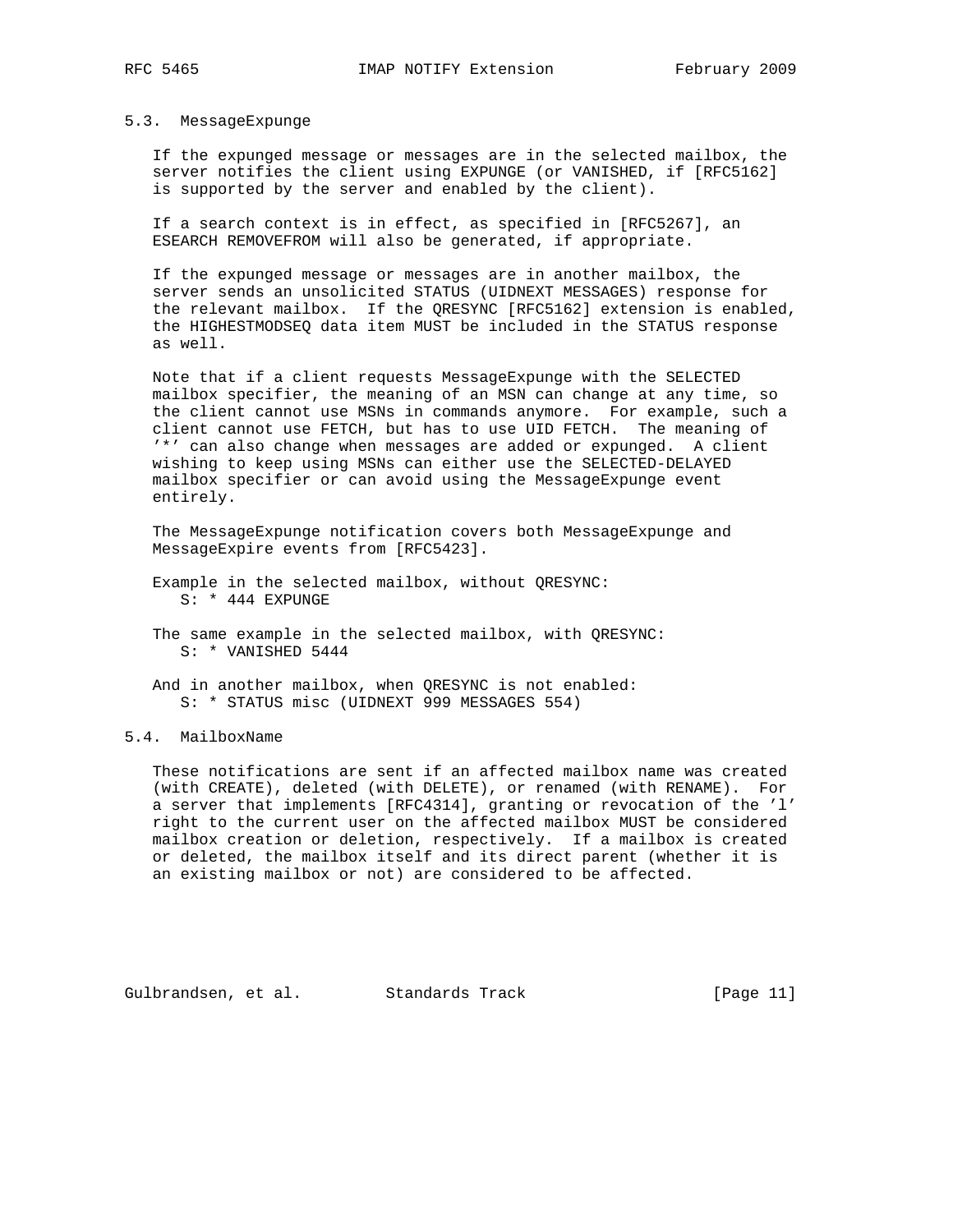### 5.3. MessageExpunge

If the expunged message or messages are in the selected mailbox, the server notifies the client using EXPUNGE (or VANISHED, if [RFC5162] is supported by the server and enabled by the client).

If a search context is in effect, as specified in [RFC5267], an ESEARCH REMOVEFROM will also be generated, if appropriate.

If the expunged message or messages are in another mailbox, the server sends an unsolicited STATUS (UIDNEXT MESSAGES) response for the relevant mailbox. If the QRESYNC [RFC5162] extension is enabled, the HIGHESTMODSEQ data item MUST be included in the STATUS response as well.

Note that if a client requests MessageExpunge with the SELECTED mailbox specifier, the meaning of an MSN can change at any time, so the client cannot use MSNs in commands anymore. For example, such a client cannot use FETCH, but has to use UID FETCH. The meaning of '*' can also change when messages are added or expunged. A client wishing to keep using MSNs can either use the SELECTED-DELAYED mailbox specifier or can avoid using the MessageExpunge event entirely.

The MessageExpunge notification covers both MessageExpunge and MessageExpire events from [RFC5423].

Example in the selected mailbox, without QRESYNC:

```
S: * 444 EXPUNGE
```

The same example in the selected mailbox, with QRESYNC:

```
S: * VANISHED 5444
```

And in another mailbox, when QRESYNC is not enabled:

```
S: * STATUS misc (UIDNEXT 999 MESSAGES 554)
```

### 5.4. MailboxName

These notifications are sent if an affected mailbox name was created (with CREATE), deleted (with DELETE), or renamed (with RENAME). For a server that implements [RFC4314], granting or revocation of the 'l' right to the current user on the affected mailbox MUST be considered mailbox creation or deletion, respectively. If a mailbox is created or deleted, the mailbox itself and its direct parent (whether it is an existing mailbox or not) are considered to be affected.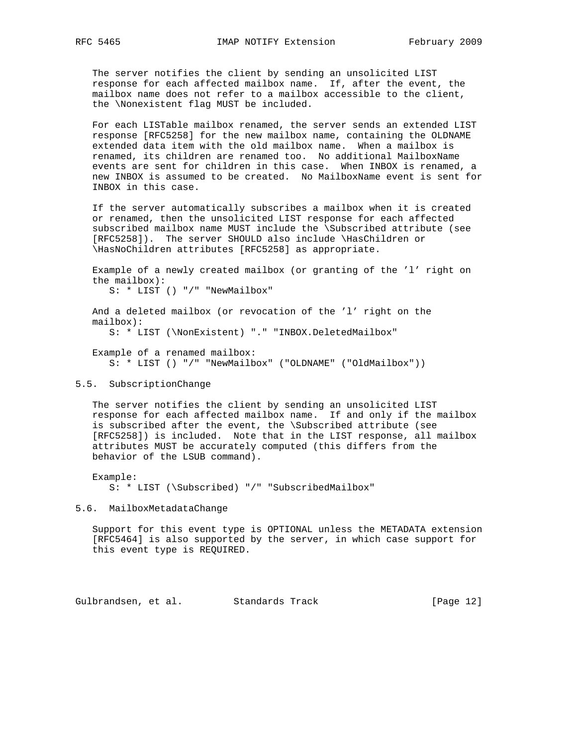The server notifies the client by sending an unsolicited LIST response for each affected mailbox name. If, after the event, the mailbox name does not refer to a mailbox accessible to the client, the \Nonexistent flag MUST be included.

For each LISTable mailbox renamed, the server sends an extended LIST response [RFC5258] for the new mailbox name, containing the OLDNAME extended data item with the old mailbox name. When a mailbox is renamed, its children are renamed too. No additional MailboxName events are sent for children in this case. When INBOX is renamed, a new INBOX is assumed to be created. No MailboxName event is sent for INBOX in this case.

If the server automatically subscribes a mailbox when it is created or renamed, then the unsolicited LIST response for each affected subscribed mailbox name MUST include the \Subscribed attribute (see [RFC5258]). The server SHOULD also include \HasChildren or \HasNoChildren attributes [RFC5258] as appropriate.

Example of a newly created mailbox (or granting of the 'l' right on the mailbox):

```
S: * LIST () "/" "NewMailbox"
```

And a deleted mailbox (or revocation of the 'l' right on the mailbox):

```
S: * LIST (\NonExistent) "." "INBOX.DeletedMailbox"
```

Example of a renamed mailbox:

```
S: * LIST () "/" "NewMailbox" ("OLDNAME" ("OldMailbox"))
```

## 5.5. SubscriptionChange

The server notifies the client by sending an unsolicited LIST response for each affected mailbox name. If and only if the mailbox is subscribed after the event, the \Subscribed attribute (see [RFC5258]) is included. Note that in the LIST response, all mailbox attributes MUST be accurately computed (this differs from the behavior of the LSUB command).

Example:

```
S: * LIST (\Subscribed) "/" "SubscribedMailbox"
```

## 5.6. MailboxMetadataChange

Support for this event type is OPTIONAL unless the METADATA extension [RFC5464] is also supported by the server, in which case support for this event type is REQUIRED.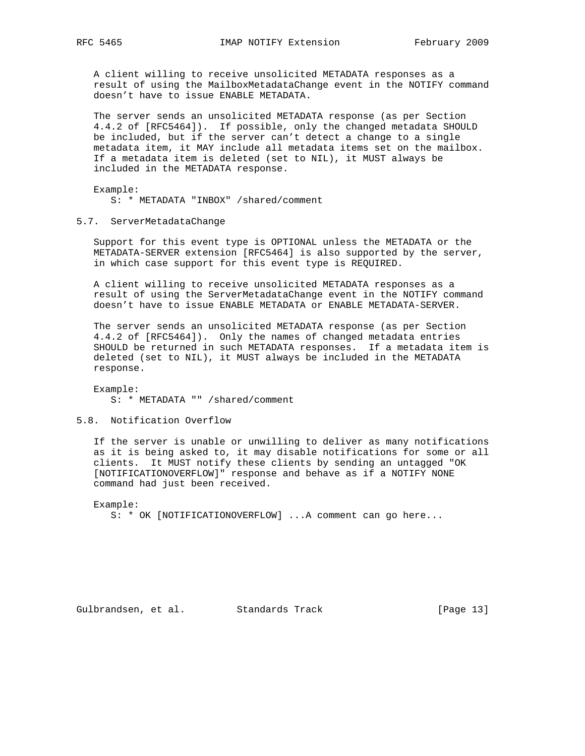A client willing to receive unsolicited METADATA responses as a result of using the MailboxMetadataChange event in the NOTIFY command doesn't have to issue ENABLE METADATA.

The server sends an unsolicited METADATA response (as per Section 4.4.2 of [RFC5464]). If possible, only the changed metadata SHOULD be included, but if the server can't detect a change to a single metadata item, it MAY include all metadata items set on the mailbox. If a metadata item is deleted (set to NIL), it MUST always be included in the METADATA response.

Example:

```
S: * METADATA "INBOX" /shared/comment
```

## 5.7. ServerMetadataChange

Support for this event type is OPTIONAL unless the METADATA or the METADATA-SERVER extension [RFC5464] is also supported by the server, in which case support for this event type is REQUIRED.

A client willing to receive unsolicited METADATA responses as a result of using the ServerMetadataChange event in the NOTIFY command doesn't have to issue ENABLE METADATA or ENABLE METADATA-SERVER.

The server sends an unsolicited METADATA response (as per Section 4.4.2 of [RFC5464]). Only the names of changed metadata entries SHOULD be returned in such METADATA responses. If a metadata item is deleted (set to NIL), it MUST always be included in the METADATA response.

Example:

```
S: * METADATA "" /shared/comment
```

## 5.8. Notification Overflow

If the server is unable or unwilling to deliver as many notifications as it is being asked to, it may disable notifications for some or all clients. It MUST notify these clients by sending an untagged "OK [NOTIFICATIONOVERFLOW]" response and behave as if a NOTIFY NONE command had just been received.

Example:

```
S: * OK [NOTIFICATIONOVERFLOW] ...A comment can go here...
```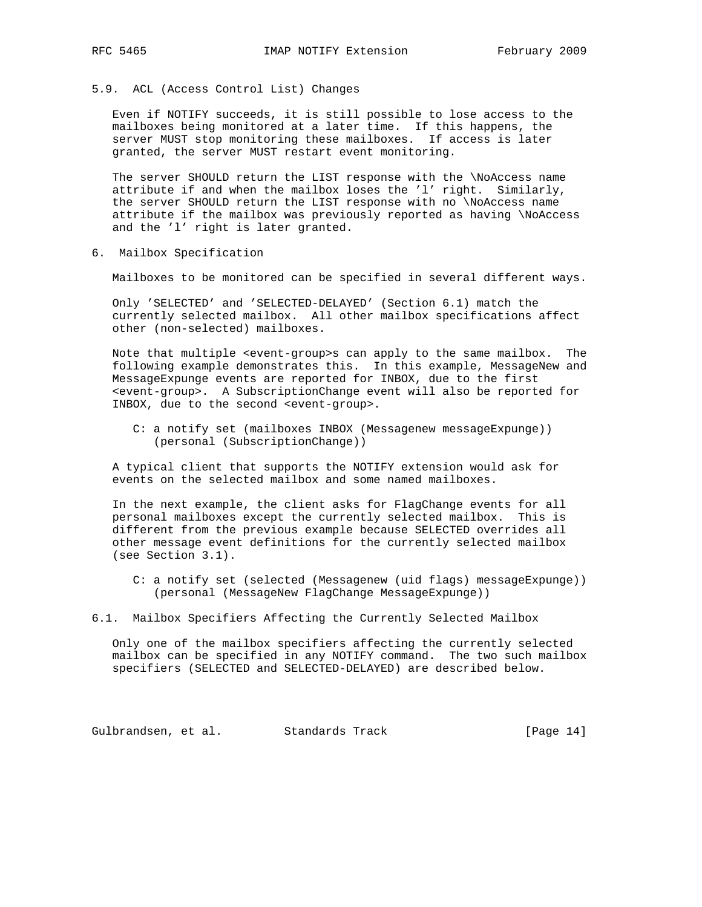### 5.9. ACL (Access Control List) Changes

Even if NOTIFY succeeds, it is still possible to lose access to the mailboxes being monitored at a later time. If this happens, the server MUST stop monitoring these mailboxes. If access is later granted, the server MUST restart event monitoring.

The server SHOULD return the LIST response with the \NoAccess name attribute if and when the mailbox loses the 'l' right. Similarly, the server SHOULD return the LIST response with no \NoAccess name attribute if the mailbox was previously reported as having \NoAccess and the 'l' right is later granted.

## 6. Mailbox Specification

Mailboxes to be monitored can be specified in several different ways.

Only 'SELECTED' and 'SELECTED-DELAYED' (Section 6.1) match the currently selected mailbox. All other mailbox specifications affect other (non-selected) mailboxes.

Note that multiple <event-group>s can apply to the same mailbox. The following example demonstrates this. In this example, MessageNew and MessageExpunge events are reported for INBOX, due to the first <event-group>. A SubscriptionChange event will also be reported for INBOX, due to the second <event-group>.

```
C: a notify set (mailboxes INBOX (Messagenew messageExpunge))
   (personal (SubscriptionChange))
```

A typical client that supports the NOTIFY extension would ask for events on the selected mailbox and some named mailboxes.

In the next example, the client asks for FlagChange events for all personal mailboxes except the currently selected mailbox. This is different from the previous example because SELECTED overrides all other message event definitions for the currently selected mailbox (see Section 3.1).

```
C: a notify set (selected (Messagenew (uid flags) messageExpunge))
   (personal (MessageNew FlagChange MessageExpunge))
```

### 6.1. Mailbox Specifiers Affecting the Currently Selected Mailbox

Only one of the mailbox specifiers affecting the currently selected mailbox can be specified in any NOTIFY command. The two such mailbox specifiers (SELECTED and SELECTED-DELAYED) are described below.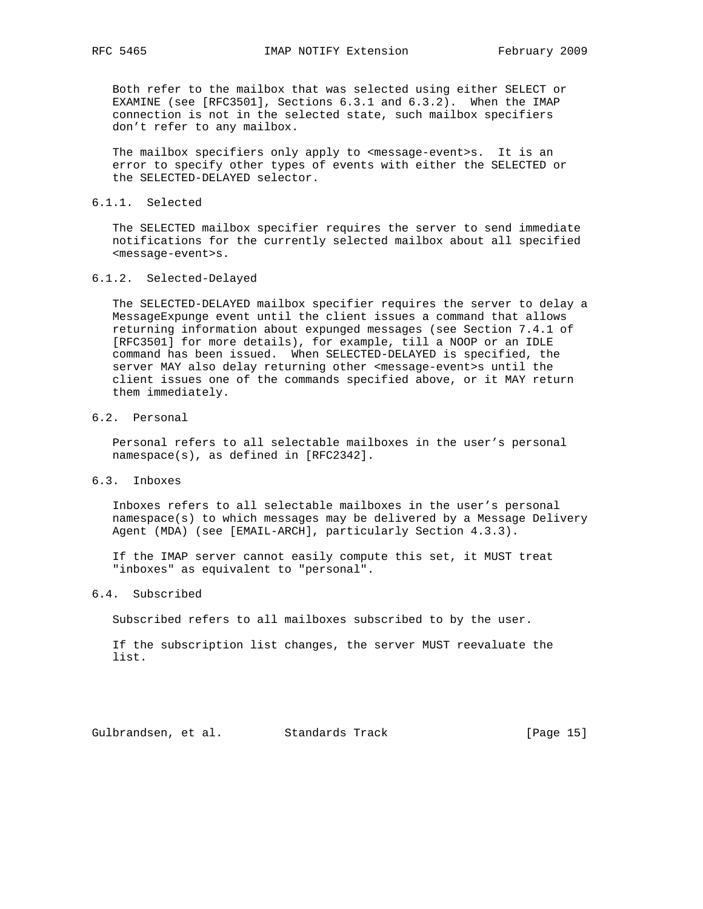Both refer to the mailbox that was selected using either SELECT or EXAMINE (see [RFC3501], Sections 6.3.1 and 6.3.2). When the IMAP connection is not in the selected state, such mailbox specifiers don't refer to any mailbox.

The mailbox specifiers only apply to <message-event>s. It is an error to specify other types of events with either the SELECTED or the SELECTED-DELAYED selector.

### 6.1.1. Selected

The SELECTED mailbox specifier requires the server to send immediate notifications for the currently selected mailbox about all specified <message-event>s.

### 6.1.2. Selected-Delayed

The SELECTED-DELAYED mailbox specifier requires the server to delay a MessageExpunge event until the client issues a command that allows returning information about expunged messages (see Section 7.4.1 of [RFC3501] for more details), for example, till a NOOP or an IDLE command has been issued. When SELECTED-DELAYED is specified, the server MAY also delay returning other <message-event>s until the client issues one of the commands specified above, or it MAY return them immediately.

## 6.2. Personal

Personal refers to all selectable mailboxes in the user's personal namespace(s), as defined in [RFC2342].

## 6.3. Inboxes

Inboxes refers to all selectable mailboxes in the user's personal namespace(s) to which messages may be delivered by a Message Delivery Agent (MDA) (see [EMAIL-ARCH], particularly Section 4.3.3).

If the IMAP server cannot easily compute this set, it MUST treat "inboxes" as equivalent to "personal".

## 6.4. Subscribed

Subscribed refers to all mailboxes subscribed to by the user.

If the subscription list changes, the server MUST reevaluate the list.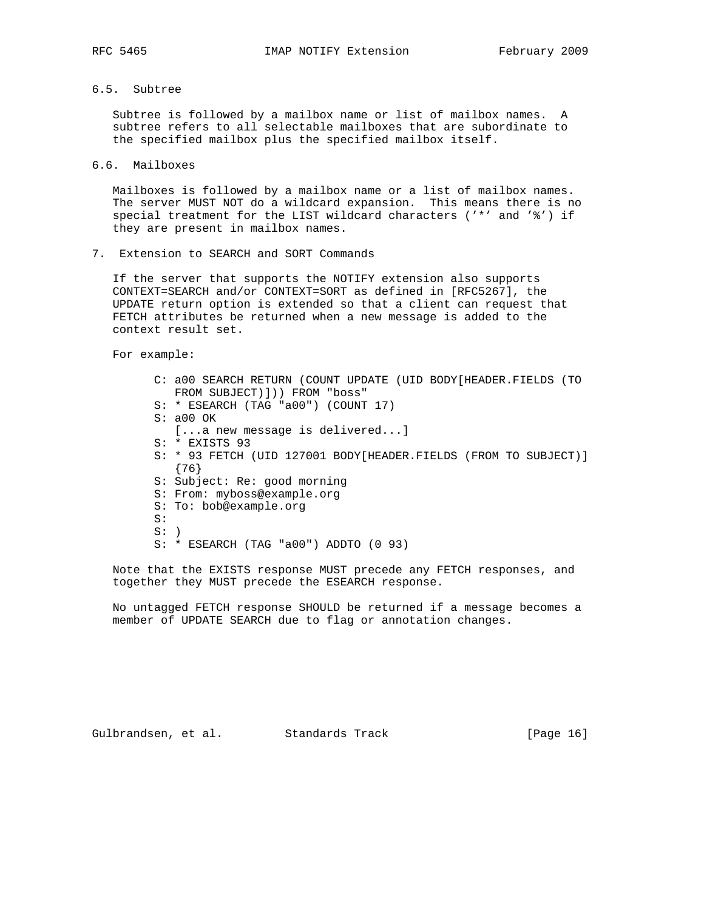### 6.5. Subtree

Subtree is followed by a mailbox name or list of mailbox names. A subtree refers to all selectable mailboxes that are subordinate to the specified mailbox plus the specified mailbox itself.

### 6.6. Mailboxes

Mailboxes is followed by a mailbox name or a list of mailbox names. The server MUST NOT do a wildcard expansion. This means there is no special treatment for the LIST wildcard characters ('*' and '%') if they are present in mailbox names.

## 7. Extension to SEARCH and SORT Commands

If the server that supports the NOTIFY extension also supports CONTEXT=SEARCH and/or CONTEXT=SORT as defined in [RFC5267], the UPDATE return option is extended so that a client can request that FETCH attributes be returned when a new message is added to the context result set.

For example:

```
C: a00 SEARCH RETURN (COUNT UPDATE (UID BODY[HEADER.FIELDS (TO
   FROM SUBJECT)])) FROM "boss"
S: * ESEARCH (TAG "a00") (COUNT 17)
S: a00 OK
   [...a new message is delivered...]
S: * EXISTS 93
S: * 93 FETCH (UID 127001 BODY[HEADER.FIELDS (FROM TO SUBJECT)]
   {76}
S: Subject: Re: good morning
S: From: myboss@example.org
S: To: bob@example.org
S:
S: )
S: * ESEARCH (TAG "a00") ADDTO (0 93)
```

Note that the EXISTS response MUST precede any FETCH responses, and together they MUST precede the ESEARCH response.

No untagged FETCH response SHOULD be returned if a message becomes a member of UPDATE SEARCH due to flag or annotation changes.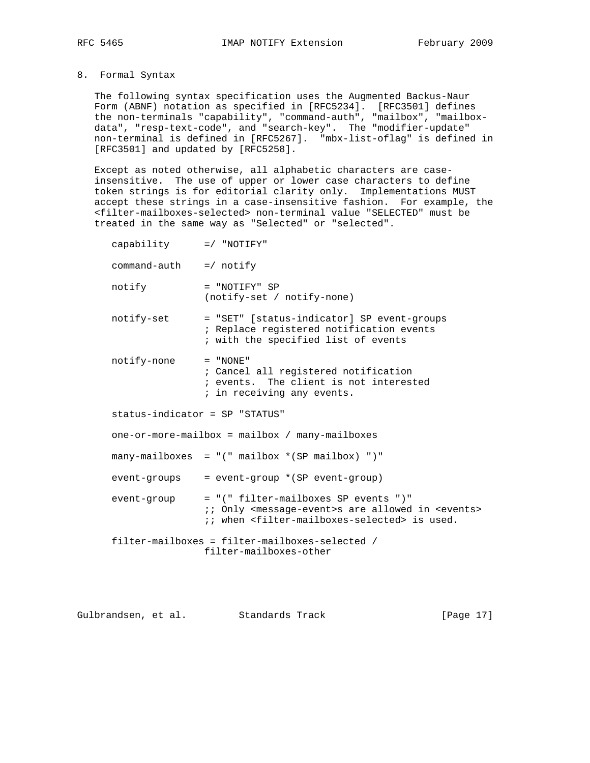## 8. Formal Syntax

The following syntax specification uses the Augmented Backus-Naur Form (ABNF) notation as specified in [RFC5234]. [RFC3501] defines the non-terminals "capability", "command-auth", "mailbox", "mailbox-data", "resp-text-code", and "search-key". The "modifier-update" non-terminal is defined in [RFC5267]. "mbx-list-oflag" is defined in [RFC3501] and updated by [RFC5258].

Except as noted otherwise, all alphabetic characters are case-insensitive. The use of upper or lower case characters to define token strings is for editorial clarity only. Implementations MUST accept these strings in a case-insensitive fashion. For example, the <filter-mailboxes-selected> non-terminal value "SELECTED" must be treated in the same way as "Selected" or "selected".

```
capability      =/ "NOTIFY"

command-auth    =/ notify

notify          = "NOTIFY" SP
                  (notify-set / notify-none)

notify-set      = "SET" [status-indicator] SP event-groups
                  ; Replace registered notification events
                  ; with the specified list of events

notify-none     = "NONE"
                  ; Cancel all registered notification
                  ; events.  The client is not interested
                  ; in receiving any events.

status-indicator = SP "STATUS"

one-or-more-mailbox = mailbox / many-mailboxes

many-mailboxes  = "(" mailbox *(SP mailbox) ")"

event-groups    = event-group *(SP event-group)

event-group     = "(" filter-mailboxes SP events ")"
                  ;; Only <message-event>s are allowed in <events>
                  ;; when <filter-mailboxes-selected> is used.

filter-mailboxes = filter-mailboxes-selected /
                  filter-mailboxes-other
```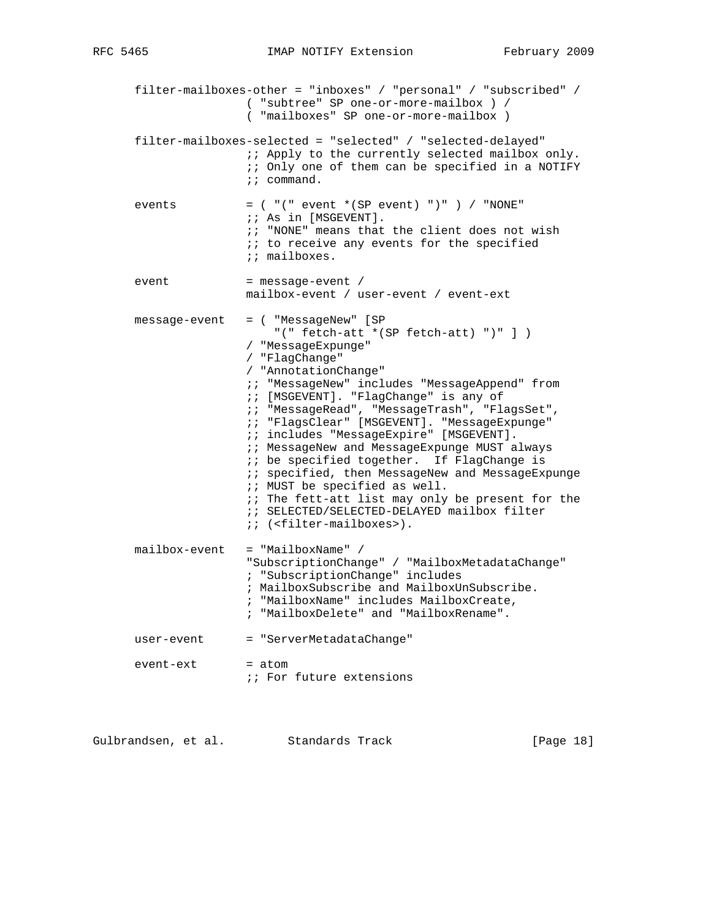```
   filter-mailboxes-other = "inboxes" / "personal" / "subscribed" /
                  ( "subtree" SP one-or-more-mailbox ) /
                  ( "mailboxes" SP one-or-more-mailbox )

   filter-mailboxes-selected = "selected" / "selected-delayed"
                  ;; Apply to the currently selected mailbox only.
                  ;; Only one of them can be specified in a NOTIFY
                  ;; command.

   events         = ( "(" event *(SP event) ")" ) / "NONE"
                  ;; As in [MSGEVENT].
                  ;; "NONE" means that the client does not wish
                  ;; to receive any events for the specified
                  ;; mailboxes.

   event          = message-event /
                  mailbox-event / user-event / event-ext

   message-event  = ( "MessageNew" [SP
                       "(" fetch-att *(SP fetch-att) ")" ] )
                  / "MessageExpunge"
                  / "FlagChange"
                  / "AnnotationChange"
                  ;; "MessageNew" includes "MessageAppend" from
                  ;; [MSGEVENT]. "FlagChange" is any of
                  ;; "MessageRead", "MessageTrash", "FlagsSet",
                  ;; "FlagsClear" [MSGEVENT]. "MessageExpunge"
                  ;; includes "MessageExpire" [MSGEVENT].
                  ;; MessageNew and MessageExpunge MUST always
                  ;; be specified together.  If FlagChange is
                  ;; specified, then MessageNew and MessageExpunge
                  ;; MUST be specified as well.
                  ;; The fett-att list may only be present for the
                  ;; SELECTED/SELECTED-DELAYED mailbox filter
                  ;; (<filter-mailboxes>).

   mailbox-event  = "MailboxName" /
                  "SubscriptionChange" / "MailboxMetadataChange"
                  ; "SubscriptionChange" includes
                  ; MailboxSubscribe and MailboxUnSubscribe.
                  ; "MailboxName" includes MailboxCreate,
                  ; "MailboxDelete" and "MailboxRename".

   user-event     = "ServerMetadataChange"

   event-ext      = atom
                  ;; For future extensions
```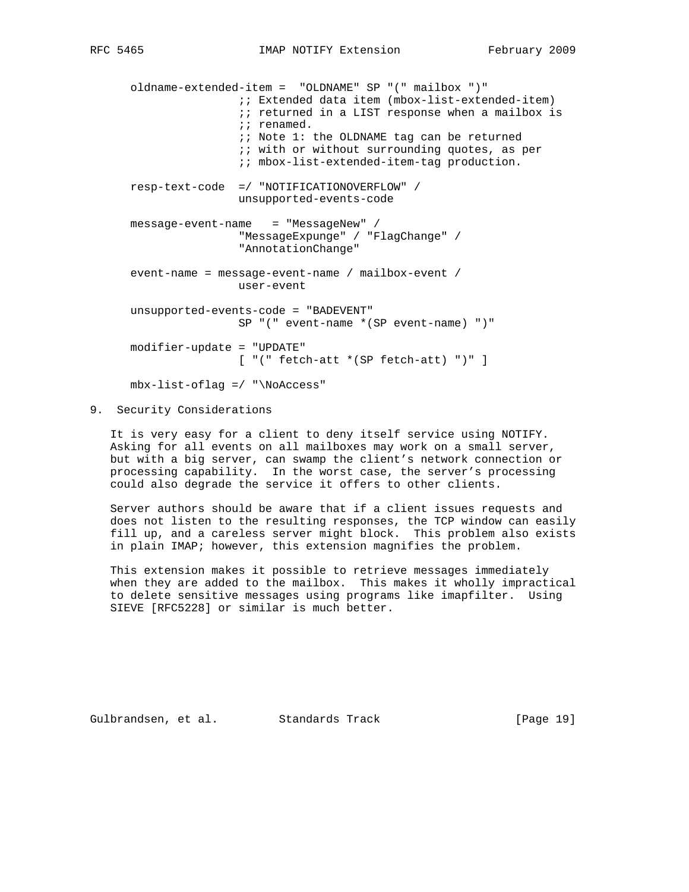```
oldname-extended-item =  "OLDNAME" SP "(" mailbox ")"
                 ;; Extended data item (mbox-list-extended-item)
                 ;; returned in a LIST response when a mailbox is
                 ;; renamed.
                 ;; Note 1: the OLDNAME tag can be returned
                 ;; with or without surrounding quotes, as per
                 ;; mbox-list-extended-item-tag production.

resp-text-code  =/ "NOTIFICATIONOVERFLOW" /
                 unsupported-events-code

message-event-name   = "MessageNew" /
                 "MessageExpunge" / "FlagChange" /
                 "AnnotationChange"

event-name = message-event-name / mailbox-event /
                 user-event

unsupported-events-code = "BADEVENT"
                 SP "(" event-name *(SP event-name) ")"

modifier-update = "UPDATE"
                 [ "(" fetch-att *(SP fetch-att) ")" ]

mbx-list-oflag =/ "\NoAccess"
```

## 9. Security Considerations

It is very easy for a client to deny itself service using NOTIFY. Asking for all events on all mailboxes may work on a small server, but with a big server, can swamp the client's network connection or processing capability. In the worst case, the server's processing could also degrade the service it offers to other clients.

Server authors should be aware that if a client issues requests and does not listen to the resulting responses, the TCP window can easily fill up, and a careless server might block. This problem also exists in plain IMAP; however, this extension magnifies the problem.

This extension makes it possible to retrieve messages immediately when they are added to the mailbox. This makes it wholly impractical to delete sensitive messages using programs like imapfilter. Using SIEVE [RFC5228] or similar is much better.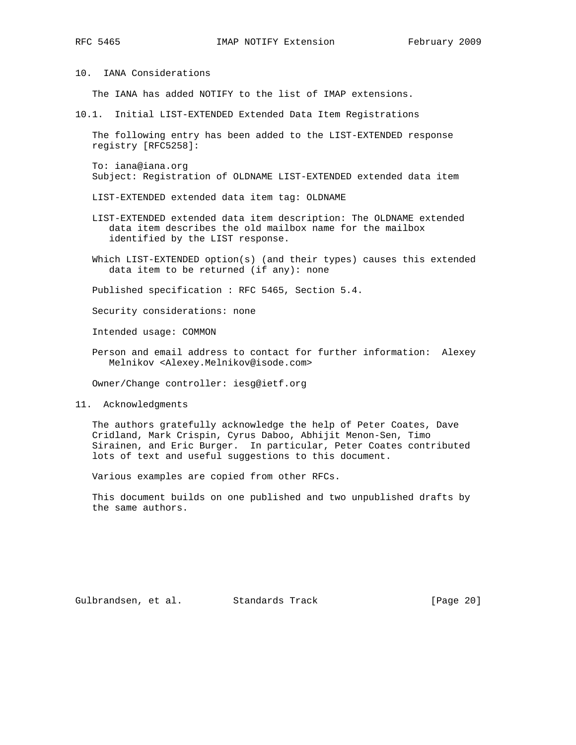## 10. IANA Considerations

The IANA has added NOTIFY to the list of IMAP extensions.

### 10.1. Initial LIST-EXTENDED Extended Data Item Registrations

The following entry has been added to the LIST-EXTENDED response registry [RFC5258]:

To: iana@iana.org
Subject: Registration of OLDNAME LIST-EXTENDED extended data item

LIST-EXTENDED extended data item tag: OLDNAME

LIST-EXTENDED extended data item description: The OLDNAME extended data item describes the old mailbox name for the mailbox identified by the LIST response.

Which LIST-EXTENDED option(s) (and their types) causes this extended data item to be returned (if any): none

Published specification : RFC 5465, Section 5.4.

Security considerations: none

Intended usage: COMMON

Person and email address to contact for further information: Alexey Melnikov <Alexey.Melnikov@isode.com>

Owner/Change controller: iesg@ietf.org

## 11. Acknowledgments

The authors gratefully acknowledge the help of Peter Coates, Dave Cridland, Mark Crispin, Cyrus Daboo, Abhijit Menon-Sen, Timo Sirainen, and Eric Burger. In particular, Peter Coates contributed lots of text and useful suggestions to this document.

Various examples are copied from other RFCs.

This document builds on one published and two unpublished drafts by the same authors.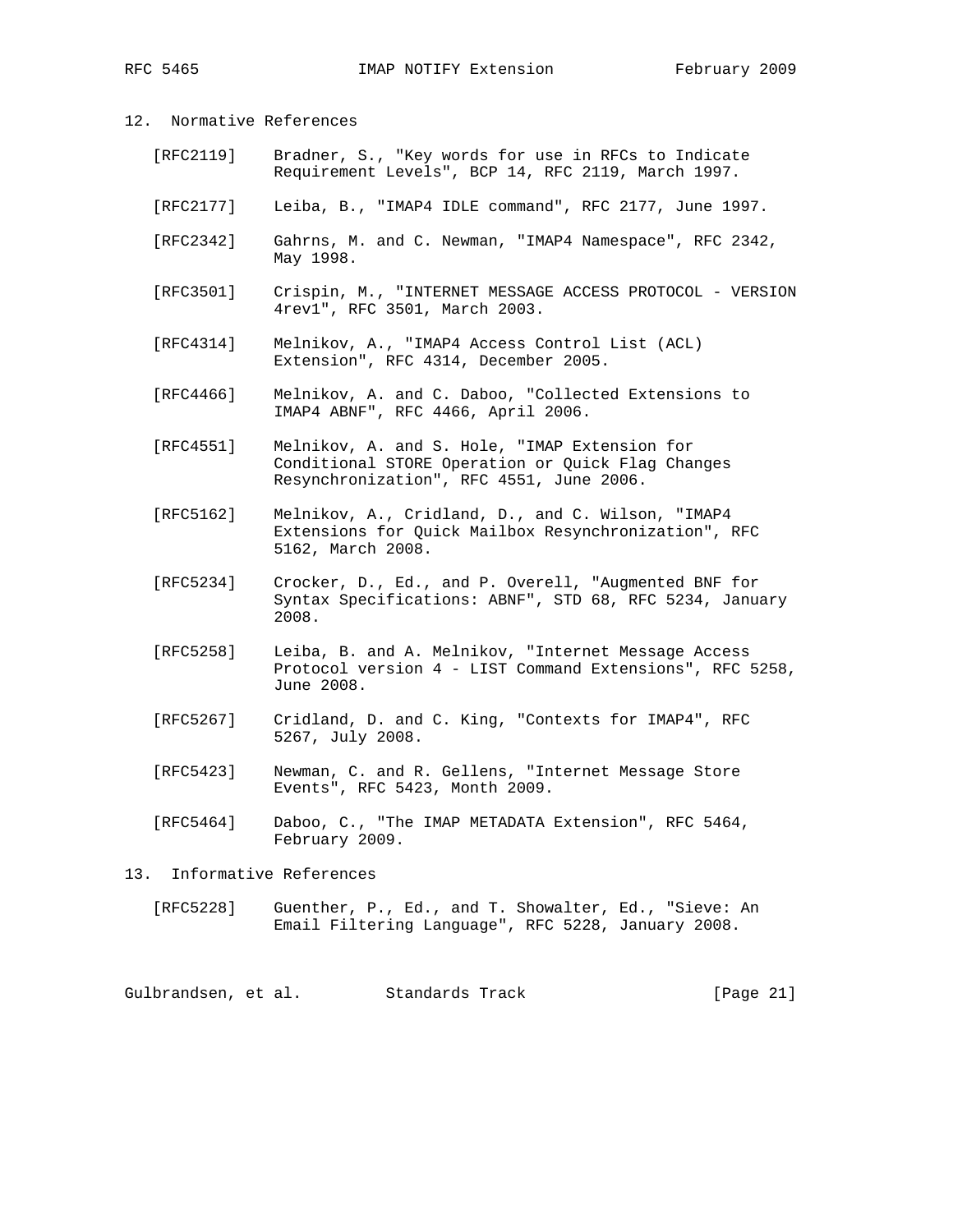## 12. Normative References

[RFC2119] Bradner, S., "Key words for use in RFCs to Indicate Requirement Levels", BCP 14, RFC 2119, March 1997.

[RFC2177] Leiba, B., "IMAP4 IDLE command", RFC 2177, June 1997.

[RFC2342] Gahrns, M. and C. Newman, "IMAP4 Namespace", RFC 2342, May 1998.

[RFC3501] Crispin, M., "INTERNET MESSAGE ACCESS PROTOCOL - VERSION 4rev1", RFC 3501, March 2003.

[RFC4314] Melnikov, A., "IMAP4 Access Control List (ACL) Extension", RFC 4314, December 2005.

[RFC4466] Melnikov, A. and C. Daboo, "Collected Extensions to IMAP4 ABNF", RFC 4466, April 2006.

[RFC4551] Melnikov, A. and S. Hole, "IMAP Extension for Conditional STORE Operation or Quick Flag Changes Resynchronization", RFC 4551, June 2006.

[RFC5162] Melnikov, A., Cridland, D., and C. Wilson, "IMAP4 Extensions for Quick Mailbox Resynchronization", RFC 5162, March 2008.

[RFC5234] Crocker, D., Ed., and P. Overell, "Augmented BNF for Syntax Specifications: ABNF", STD 68, RFC 5234, January 2008.

[RFC5258] Leiba, B. and A. Melnikov, "Internet Message Access Protocol version 4 - LIST Command Extensions", RFC 5258, June 2008.

[RFC5267] Cridland, D. and C. King, "Contexts for IMAP4", RFC 5267, July 2008.

[RFC5423] Newman, C. and R. Gellens, "Internet Message Store Events", RFC 5423, Month 2009.

[RFC5464] Daboo, C., "The IMAP METADATA Extension", RFC 5464, February 2009.

## 13. Informative References

[RFC5228] Guenther, P., Ed., and T. Showalter, Ed., "Sieve: An Email Filtering Language", RFC 5228, January 2008.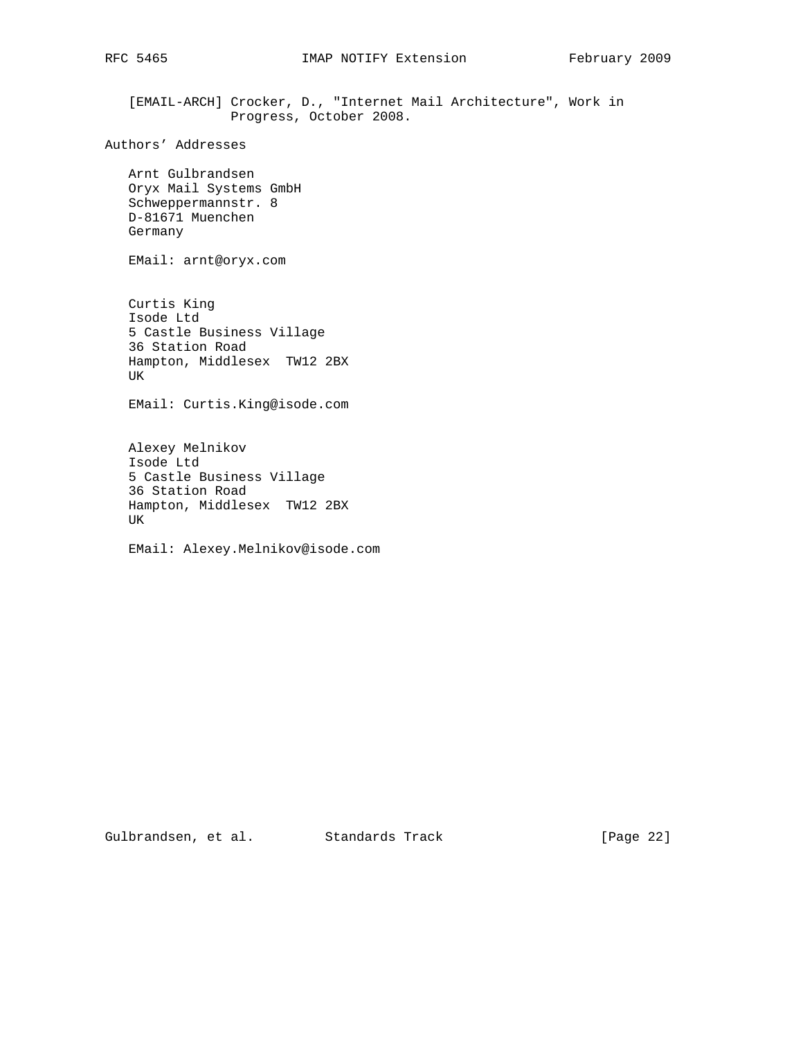[EMAIL-ARCH] Crocker, D., "Internet Mail Architecture", Work in Progress, October 2008.

## Authors' Addresses

Arnt Gulbrandsen
Oryx Mail Systems GmbH
Schweppermannstr. 8
D-81671 Muenchen
Germany

EMail: arnt@oryx.com

Curtis King
Isode Ltd
5 Castle Business Village
36 Station Road
Hampton, Middlesex  TW12 2BX
UK

EMail: Curtis.King@isode.com

Alexey Melnikov
Isode Ltd
5 Castle Business Village
36 Station Road
Hampton, Middlesex  TW12 2BX
UK

EMail: Alexey.Melnikov@isode.com